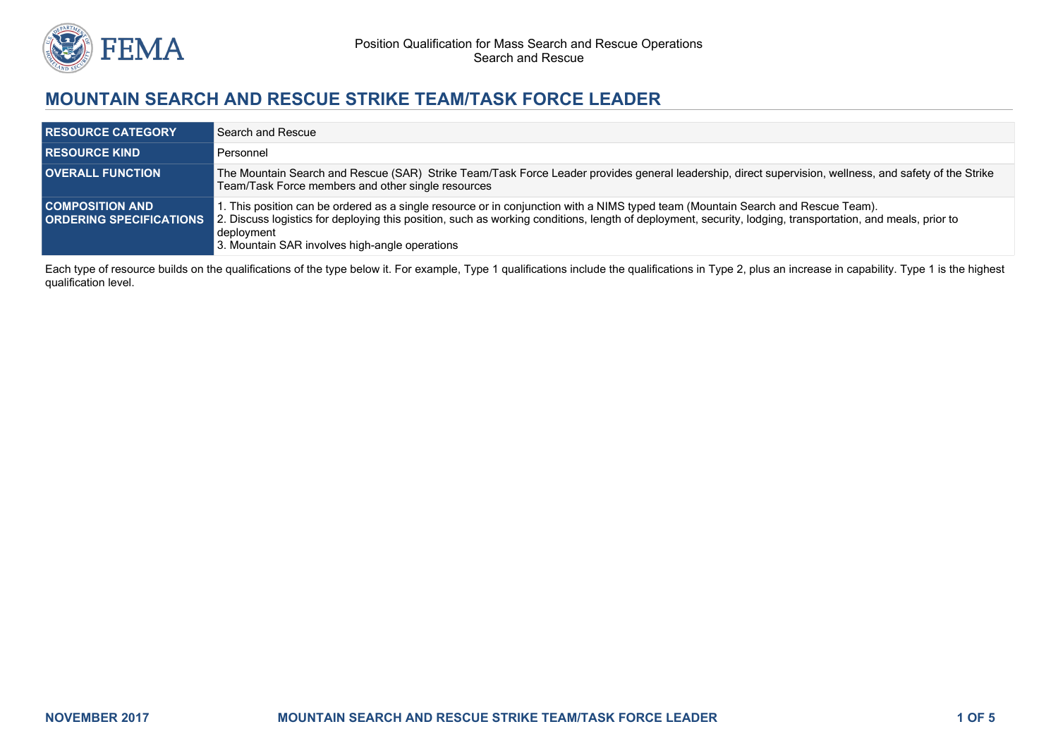Position Qualification for Mass Search and Rescue Operations
Search and Rescue

# MOUNTAIN SEARCH AND RESCUE STRIKE TEAM/TASK FORCE LEADER

| | |
|---|---|
| **RESOURCE CATEGORY** | Search and Rescue |
| **RESOURCE KIND** | Personnel |
| **OVERALL FUNCTION** | The Mountain Search and Rescue (SAR) Strike Team/Task Force Leader provides general leadership, direct supervision, wellness, and safety of the Strike Team/Task Force members and other single resources |
| **COMPOSITION AND ORDERING SPECIFICATIONS** | 1. This position can be ordered as a single resource or in conjunction with a NIMS typed team (Mountain Search and Rescue Team).<br>2. Discuss logistics for deploying this position, such as working conditions, length of deployment, security, lodging, transportation, and meals, prior to deployment<br>3. Mountain SAR involves high-angle operations |

Each type of resource builds on the qualifications of the type below it. For example, Type 1 qualifications include the qualifications in Type 2, plus an increase in capability. Type 1 is the highest qualification level.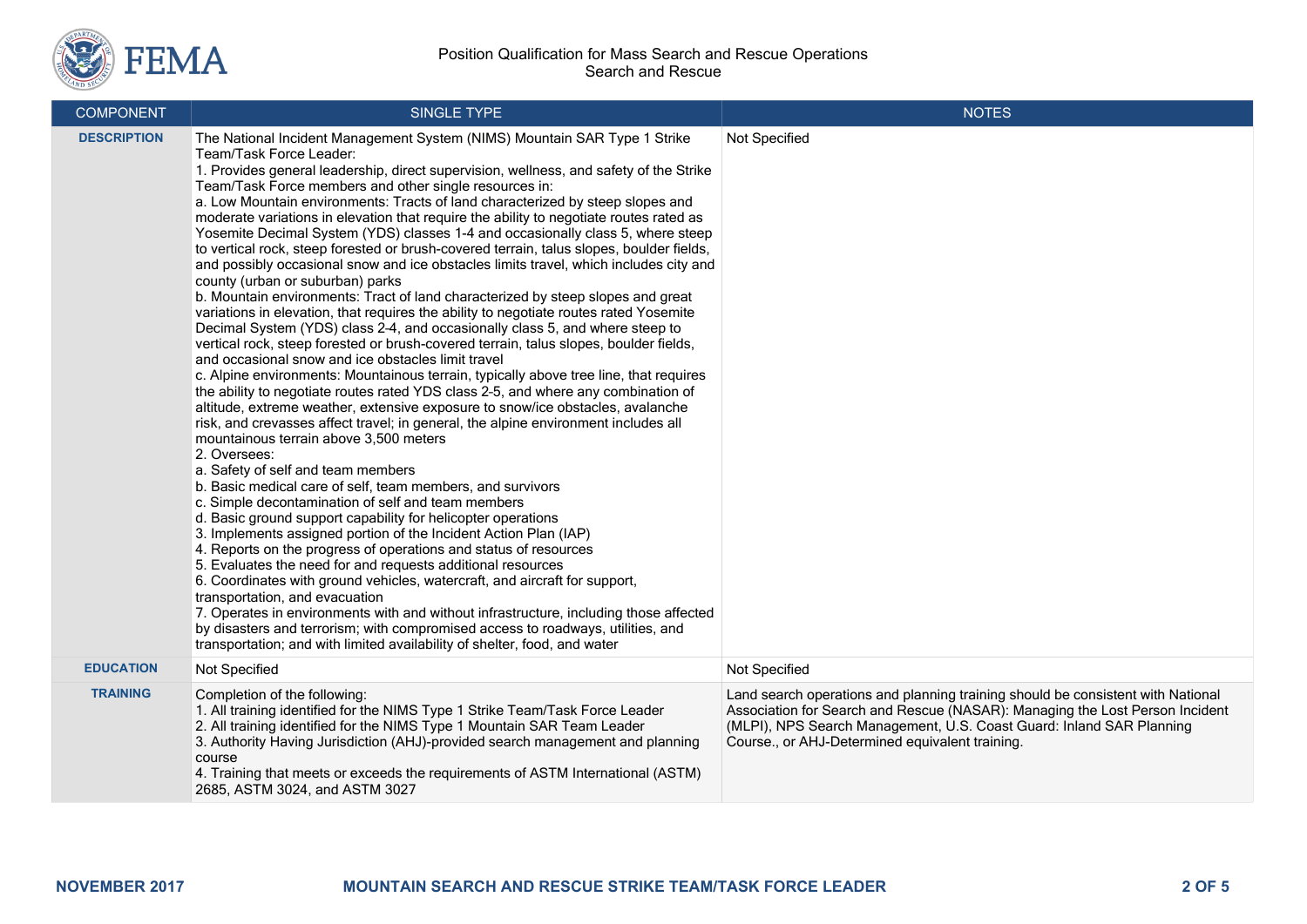| COMPONENT | SINGLE TYPE | NOTES |
| --- | --- | --- |
| **DESCRIPTION** | The National Incident Management System (NIMS) Mountain SAR Type 1 Strike Team/Task Force Leader:<br>1. Provides general leadership, direct supervision, wellness, and safety of the Strike Team/Task Force members and other single resources in:<br>a. Low Mountain environments: Tracts of land characterized by steep slopes and moderate variations in elevation that require the ability to negotiate routes rated as Yosemite Decimal System (YDS) classes 1-4 and occasionally class 5, where steep to vertical rock, steep forested or brush-covered terrain, talus slopes, boulder fields, and possibly occasional snow and ice obstacles limits travel, which includes city and county (urban or suburban) parks<br>b. Mountain environments: Tract of land characterized by steep slopes and great variations in elevation, that requires the ability to negotiate routes rated Yosemite Decimal System (YDS) class 2-4, and occasionally class 5, and where steep to vertical rock, steep forested or brush-covered terrain, talus slopes, boulder fields, and occasional snow and ice obstacles limit travel<br>c. Alpine environments: Mountainous terrain, typically above tree line, that requires the ability to negotiate routes rated YDS class 2-5, and where any combination of altitude, extreme weather, extensive exposure to snow/ice obstacles, avalanche risk, and crevasses affect travel; in general, the alpine environment includes all mountainous terrain above 3,500 meters<br>2. Oversees:<br>a. Safety of self and team members<br>b. Basic medical care of self, team members, and survivors<br>c. Simple decontamination of self and team members<br>d. Basic ground support capability for helicopter operations<br>3. Implements assigned portion of the Incident Action Plan (IAP)<br>4. Reports on the progress of operations and status of resources<br>5. Evaluates the need for and requests additional resources<br>6. Coordinates with ground vehicles, watercraft, and aircraft for support, transportation, and evacuation<br>7. Operates in environments with and without infrastructure, including those affected by disasters and terrorism; with compromised access to roadways, utilities, and transportation; and with limited availability of shelter, food, and water | Not Specified |
| **EDUCATION** | Not Specified | Not Specified |
| **TRAINING** | Completion of the following:<br>1. All training identified for the NIMS Type 1 Strike Team/Task Force Leader<br>2. All training identified for the NIMS Type 1 Mountain SAR Team Leader<br>3. Authority Having Jurisdiction (AHJ)-provided search management and planning course<br>4. Training that meets or exceeds the requirements of ASTM International (ASTM) 2685, ASTM 3024, and ASTM 3027 | Land search operations and planning training should be consistent with National Association for Search and Rescue (NASAR): Managing the Lost Person Incident (MLPI), NPS Search Management, U.S. Coast Guard: Inland SAR Planning Course., or AHJ-Determined equivalent training. |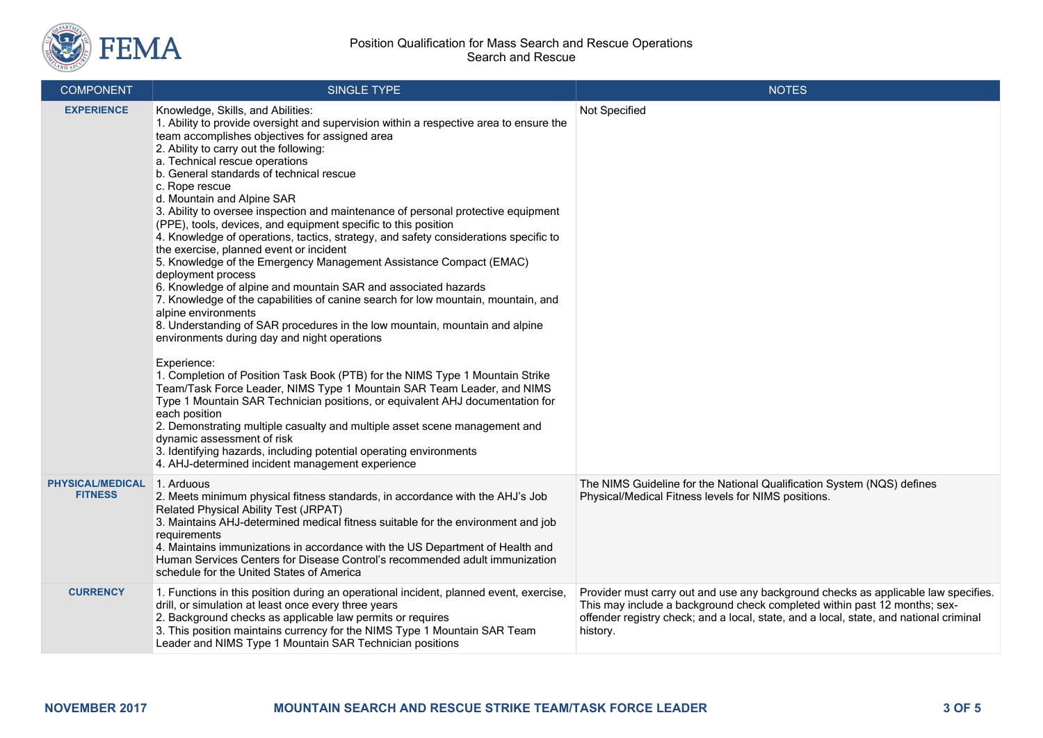| COMPONENT | SINGLE TYPE | NOTES |
|---|---|---|
| **EXPERIENCE** | Knowledge, Skills, and Abilities:<br>1. Ability to provide oversight and supervision within a respective area to ensure the team accomplishes objectives for assigned area<br>2. Ability to carry out the following:<br>a. Technical rescue operations<br>b. General standards of technical rescue<br>c. Rope rescue<br>d. Mountain and Alpine SAR<br>3. Ability to oversee inspection and maintenance of personal protective equipment (PPE), tools, devices, and equipment specific to this position<br>4. Knowledge of operations, tactics, strategy, and safety considerations specific to the exercise, planned event or incident<br>5. Knowledge of the Emergency Management Assistance Compact (EMAC) deployment process<br>6. Knowledge of alpine and mountain SAR and associated hazards<br>7. Knowledge of the capabilities of canine search for low mountain, mountain, and alpine environments<br>8. Understanding of SAR procedures in the low mountain, mountain and alpine environments during day and night operations<br><br>Experience:<br>1. Completion of Position Task Book (PTB) for the NIMS Type 1 Mountain Strike Team/Task Force Leader, NIMS Type 1 Mountain SAR Team Leader, and NIMS Type 1 Mountain SAR Technician positions, or equivalent AHJ documentation for each position<br>2. Demonstrating multiple casualty and multiple asset scene management and dynamic assessment of risk<br>3. Identifying hazards, including potential operating environments<br>4. AHJ-determined incident management experience | Not Specified |
| **PHYSICAL/MEDICAL FITNESS** | 1. Arduous<br>2. Meets minimum physical fitness standards, in accordance with the AHJ's Job Related Physical Ability Test (JRPAT)<br>3. Maintains AHJ-determined medical fitness suitable for the environment and job requirements<br>4. Maintains immunizations in accordance with the US Department of Health and Human Services Centers for Disease Control's recommended adult immunization schedule for the United States of America | The NIMS Guideline for the National Qualification System (NQS) defines Physical/Medical Fitness levels for NIMS positions. |
| **CURRENCY** | 1. Functions in this position during an operational incident, planned event, exercise, drill, or simulation at least once every three years<br>2. Background checks as applicable law permits or requires<br>3. This position maintains currency for the NIMS Type 1 Mountain SAR Team Leader and NIMS Type 1 Mountain SAR Technician positions | Provider must carry out and use any background checks as applicable law specifies. This may include a background check completed within past 12 months; sex-offender registry check; and a local, state, and a local, state, and national criminal history. |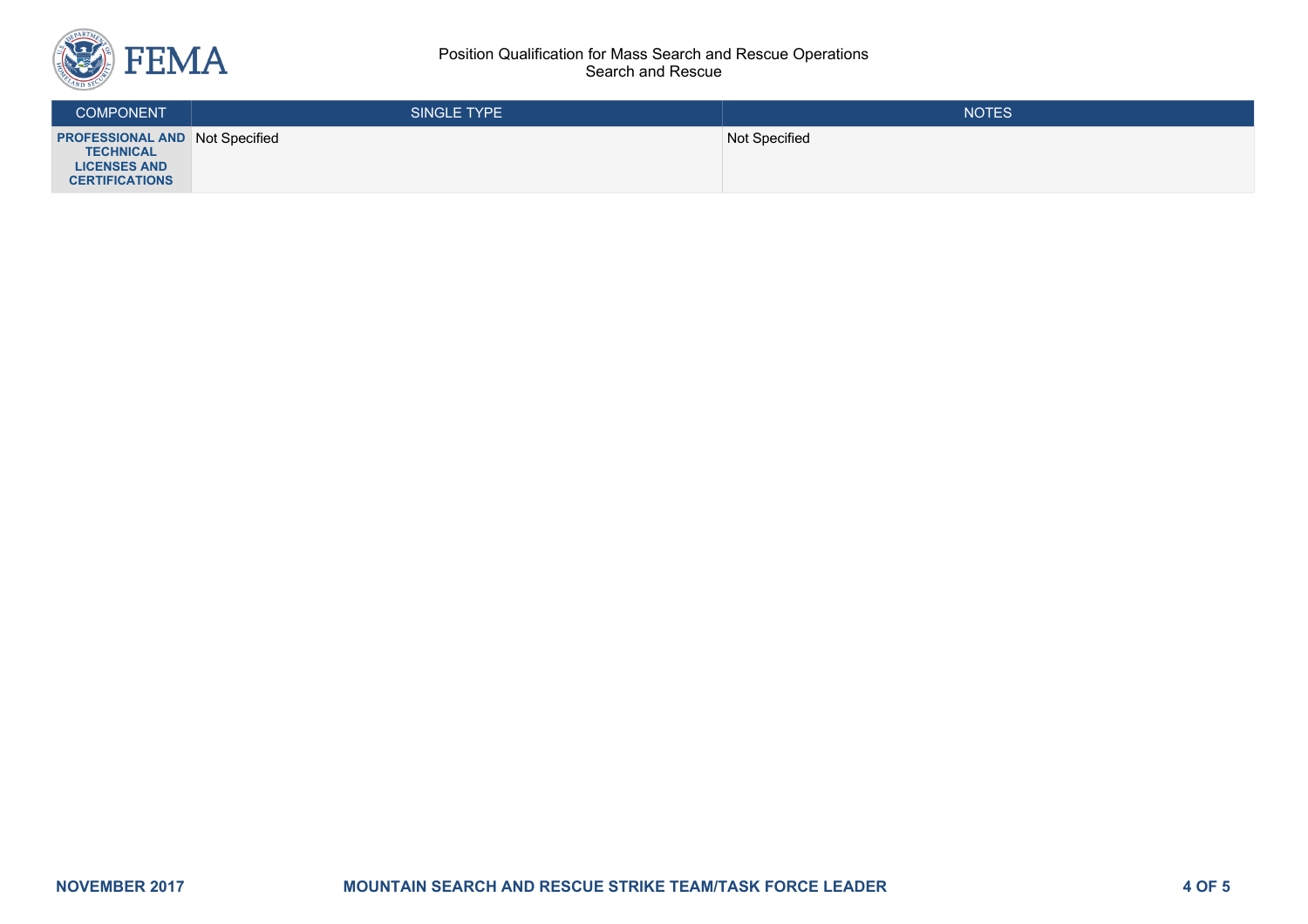| COMPONENT | SINGLE TYPE | NOTES |
|---|---|---|
| **PROFESSIONAL AND TECHNICAL LICENSES AND CERTIFICATIONS** | Not Specified | Not Specified |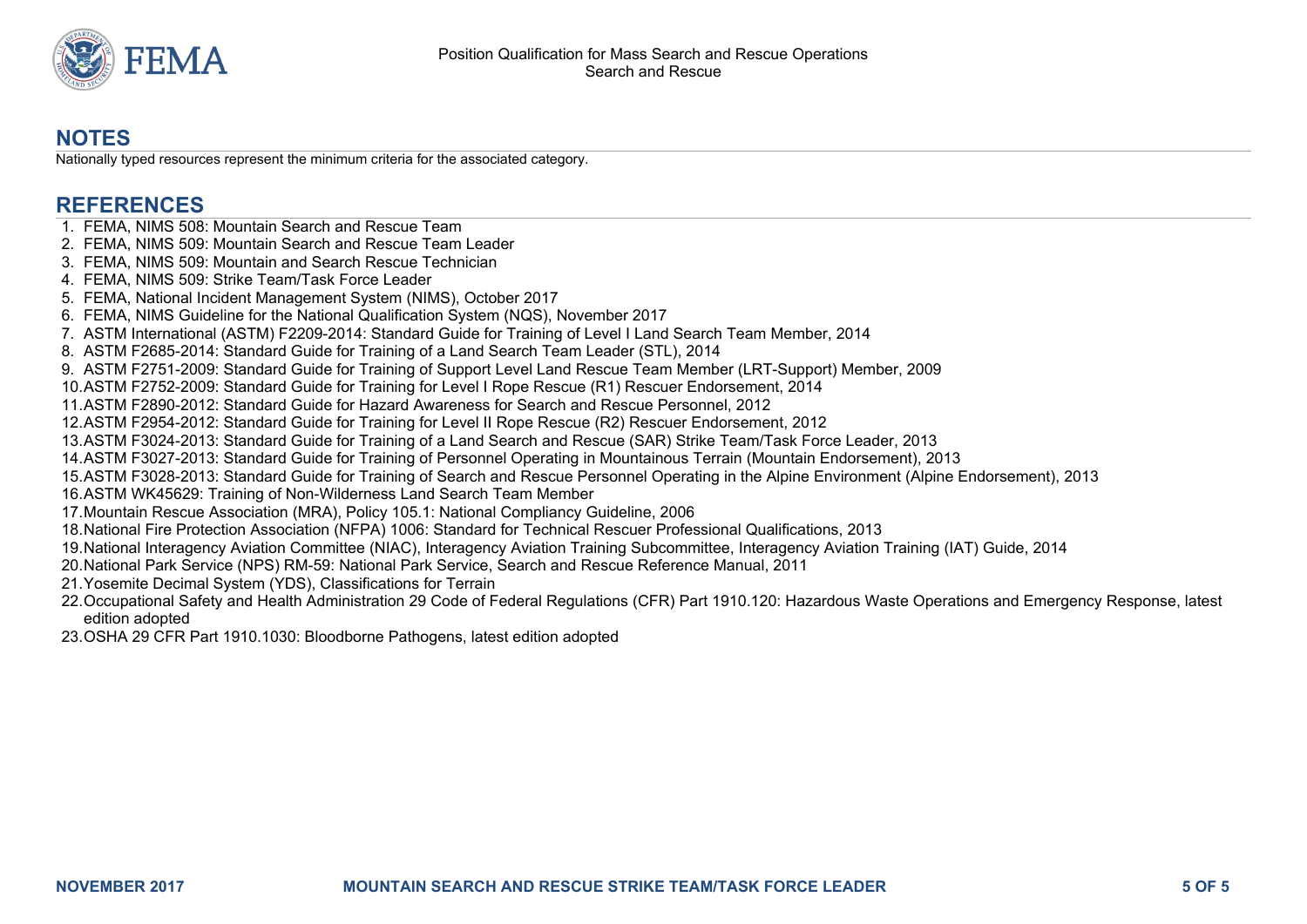## NOTES

Nationally typed resources represent the minimum criteria for the associated category.

## REFERENCES

1. FEMA, NIMS 508: Mountain Search and Rescue Team
2. FEMA, NIMS 509: Mountain Search and Rescue Team Leader
3. FEMA, NIMS 509: Mountain and Search Rescue Technician
4. FEMA, NIMS 509: Strike Team/Task Force Leader
5. FEMA, National Incident Management System (NIMS), October 2017
6. FEMA, NIMS Guideline for the National Qualification System (NQS), November 2017
7. ASTM International (ASTM) F2209-2014: Standard Guide for Training of Level I Land Search Team Member, 2014
8. ASTM F2685-2014: Standard Guide for Training of a Land Search Team Leader (STL), 2014
9. ASTM F2751-2009: Standard Guide for Training of Support Level Land Rescue Team Member (LRT-Support) Member, 2009
10. ASTM F2752-2009: Standard Guide for Training for Level I Rope Rescue (R1) Rescuer Endorsement, 2014
11. ASTM F2890-2012: Standard Guide for Hazard Awareness for Search and Rescue Personnel, 2012
12. ASTM F2954-2012: Standard Guide for Training for Level II Rope Rescue (R2) Rescuer Endorsement, 2012
13. ASTM F3024-2013: Standard Guide for Training of a Land Search and Rescue (SAR) Strike Team/Task Force Leader, 2013
14. ASTM F3027-2013: Standard Guide for Training of Personnel Operating in Mountainous Terrain (Mountain Endorsement), 2013
15. ASTM F3028-2013: Standard Guide for Training of Search and Rescue Personnel Operating in the Alpine Environment (Alpine Endorsement), 2013
16. ASTM WK45629: Training of Non-Wilderness Land Search Team Member
17. Mountain Rescue Association (MRA), Policy 105.1: National Compliancy Guideline, 2006
18. National Fire Protection Association (NFPA) 1006: Standard for Technical Rescuer Professional Qualifications, 2013
19. National Interagency Aviation Committee (NIAC), Interagency Aviation Training Subcommittee, Interagency Aviation Training (IAT) Guide, 2014
20. National Park Service (NPS) RM-59: National Park Service, Search and Rescue Reference Manual, 2011
21. Yosemite Decimal System (YDS), Classifications for Terrain
22. Occupational Safety and Health Administration 29 Code of Federal Regulations (CFR) Part 1910.120: Hazardous Waste Operations and Emergency Response, latest edition adopted
23. OSHA 29 CFR Part 1910.1030: Bloodborne Pathogens, latest edition adopted